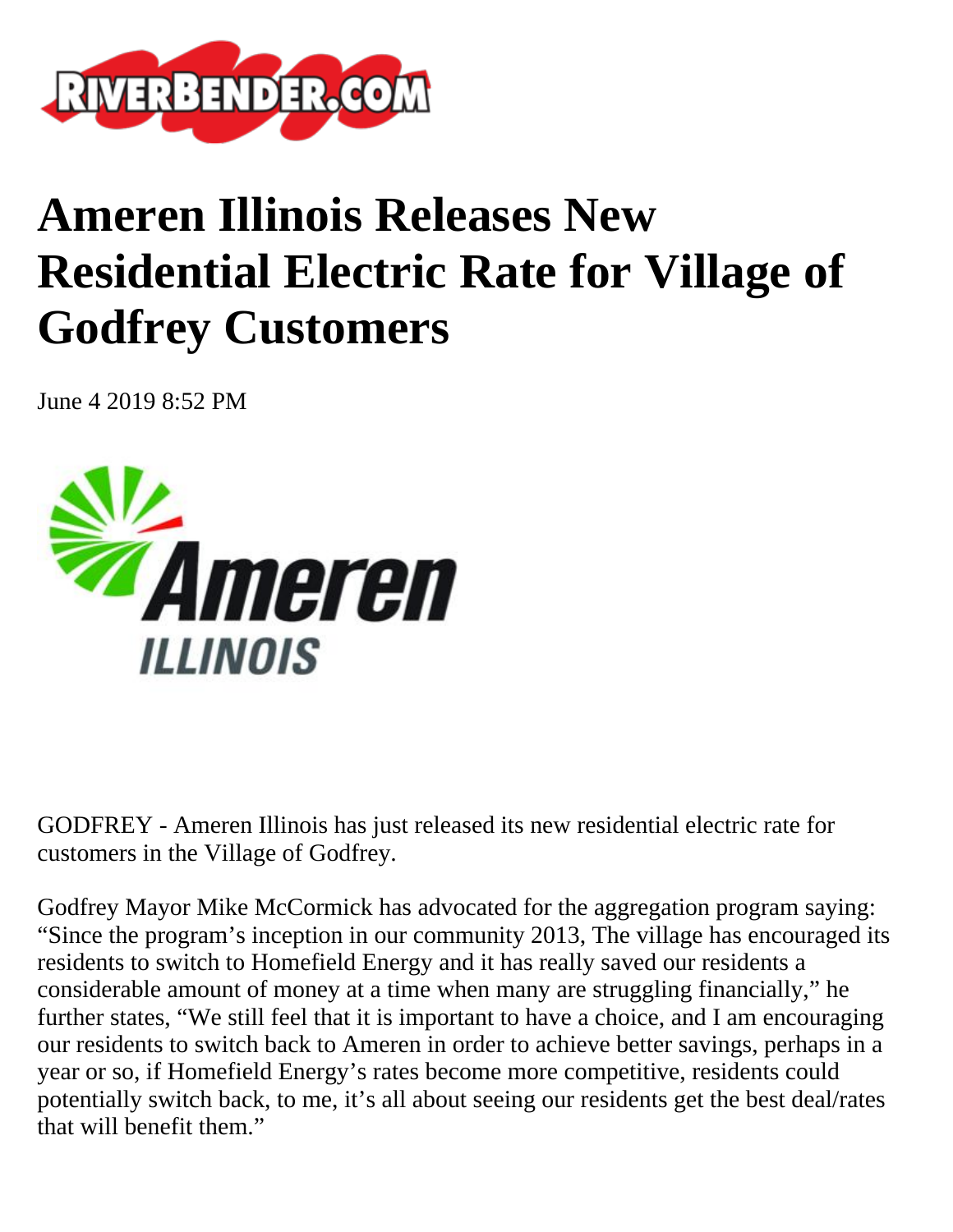# Ameren Illinois Releases New Residential Electric Rate for Village of Godfrey Customers

June 4 2019 8:52 PM

GODFREY - Ameren Illinois has just released its new residential electric rate for customers in the Village of Godfrey.

Godfrey Mayor Mike McCormick has advocated for the aggregation program saying: "Since the program's inception in our community 2013, The village has encouraged its residents to switch to Homefield Energy and it has really saved our residents a considerable amount of money at a time when many are struggling financially," he further states, "We still feel that it is important to have a choice, and I am encouraging our residents to switch back to Ameren in order to achieve better savings, perhaps in a year or so, if Homefield Energy's rates become more competitive, residents could potentially switch back, to me, it's all about seeing our residents get the best deal/rates that will benefit them."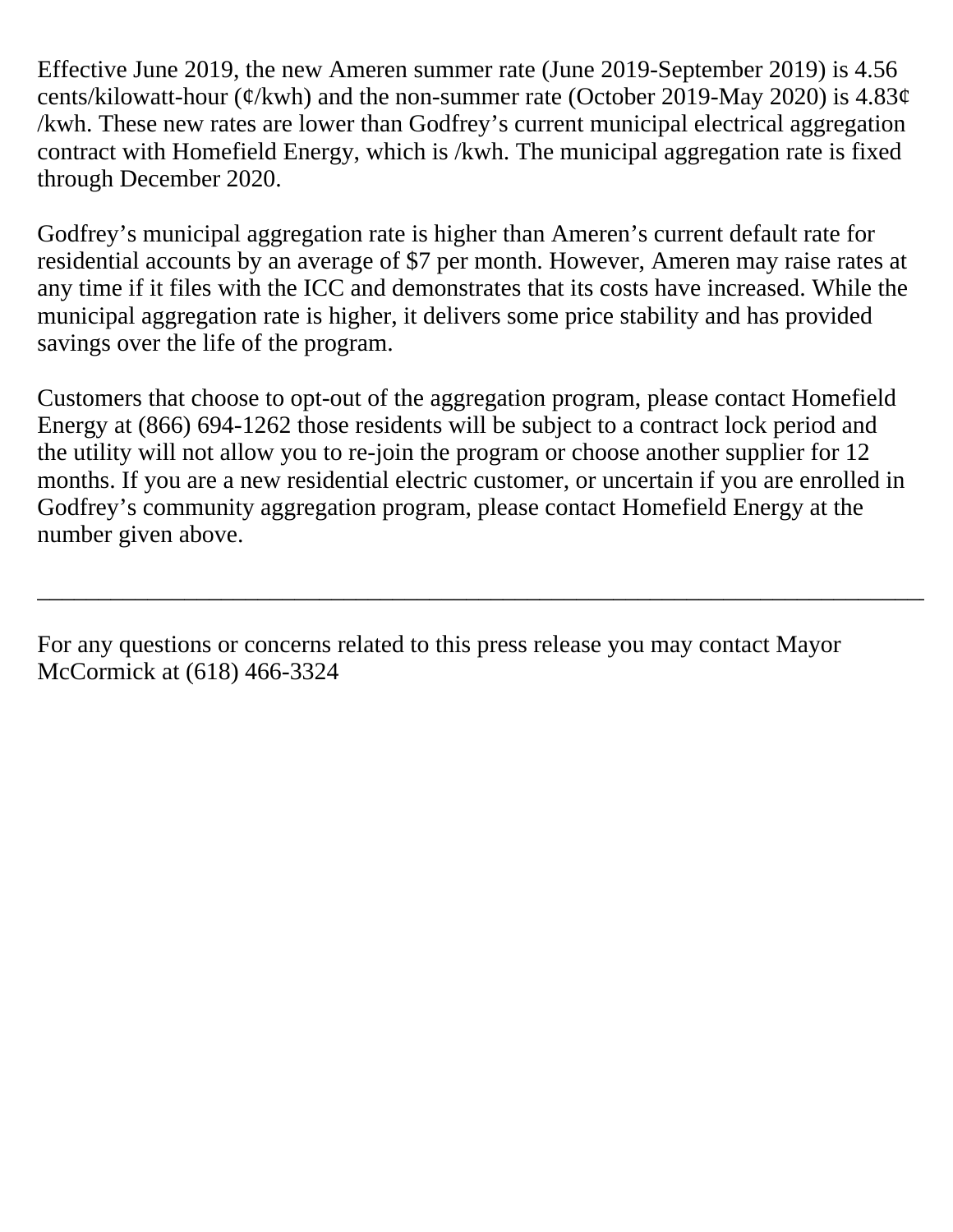Effective June 2019, the new Ameren summer rate (June 2019-September 2019) is 4.56 cents/kilowatt-hour (¢/kwh) and the non-summer rate (October 2019-May 2020) is 4.83¢ /kwh. These new rates are lower than Godfrey’s current municipal electrical aggregation contract with Homefield Energy, which is /kwh. The municipal aggregation rate is fixed through December 2020.

Godfrey’s municipal aggregation rate is higher than Ameren’s current default rate for residential accounts by an average of $7 per month. However, Ameren may raise rates at any time if it files with the ICC and demonstrates that its costs have increased. While the municipal aggregation rate is higher, it delivers some price stability and has provided savings over the life of the program.

Customers that choose to opt-out of the aggregation program, please contact Homefield Energy at (866) 694-1262 those residents will be subject to a contract lock period and the utility will not allow you to re-join the program or choose another supplier for 12 months. If you are a new residential electric customer, or uncertain if you are enrolled in Godfrey’s community aggregation program, please contact Homefield Energy at the number given above.

---

For any questions or concerns related to this press release you may contact Mayor McCormick at (618) 466-3324